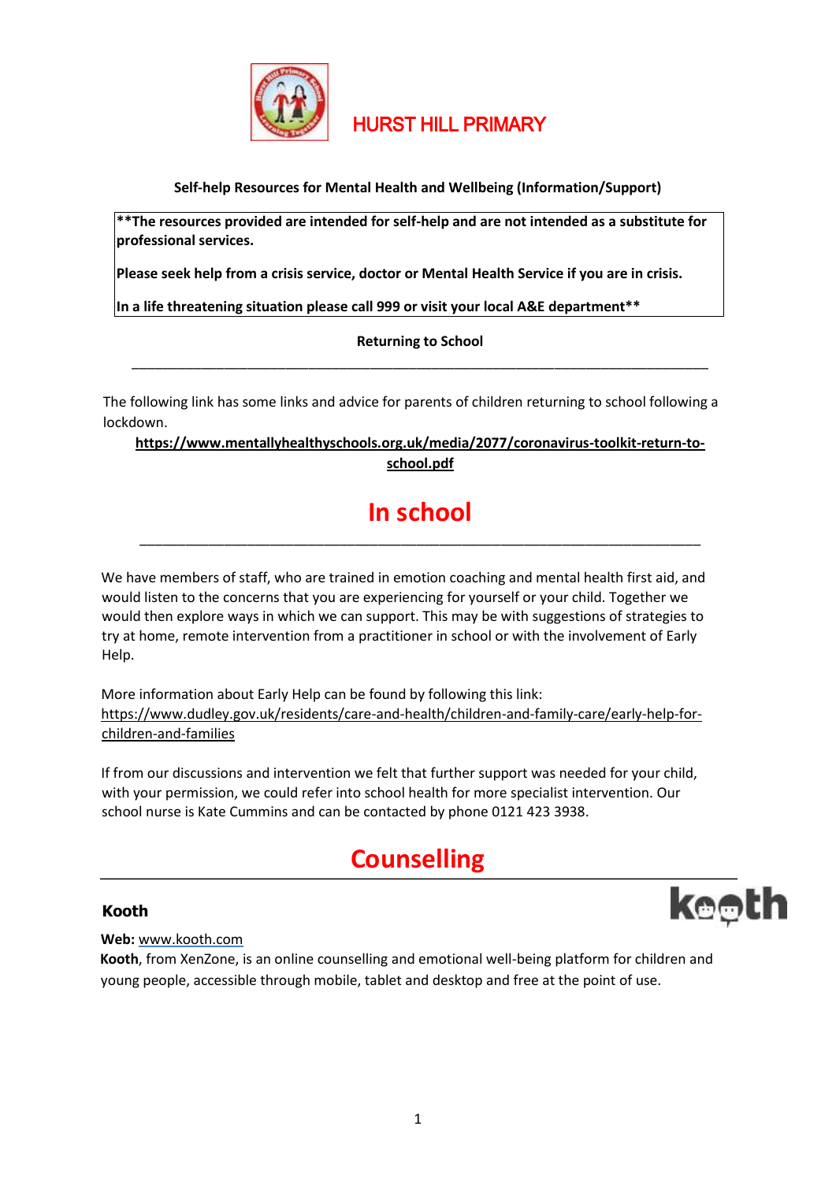# HURST HILL PRIMARY

**Self-help Resources for Mental Health and Wellbeing (Information/Support)**

> **\*\*The resources provided are intended for self-help and are not intended as a substitute for professional services.**
>
> **Please seek help from a crisis service, doctor or Mental Health Service if you are in crisis.**
>
> **In a life threatening situation please call 999 or visit your local A&E department\*\***

**Returning to School**

---

The following link has some links and advice for parents of children returning to school following a lockdown.

**https://www.mentallyhealthyschools.org.uk/media/2077/coronavirus-toolkit-return-to-school.pdf**

## In school

---

We have members of staff, who are trained in emotion coaching and mental health first aid, and would listen to the concerns that you are experiencing for yourself or your child. Together we would then explore ways in which we can support. This may be with suggestions of strategies to try at home, remote intervention from a practitioner in school or with the involvement of Early Help.

More information about Early Help can be found by following this link: https://www.dudley.gov.uk/residents/care-and-health/children-and-family-care/early-help-for-children-and-families

If from our discussions and intervention we felt that further support was needed for your child, with your permission, we could refer into school health for more specialist intervention. Our school nurse is Kate Cummins and can be contacted by phone 0121 423 3938.

## Counselling

---

### Kooth

**Web:** www.kooth.com

**Kooth**, from XenZone, is an online counselling and emotional well-being platform for children and young people, accessible through mobile, tablet and desktop and free at the point of use.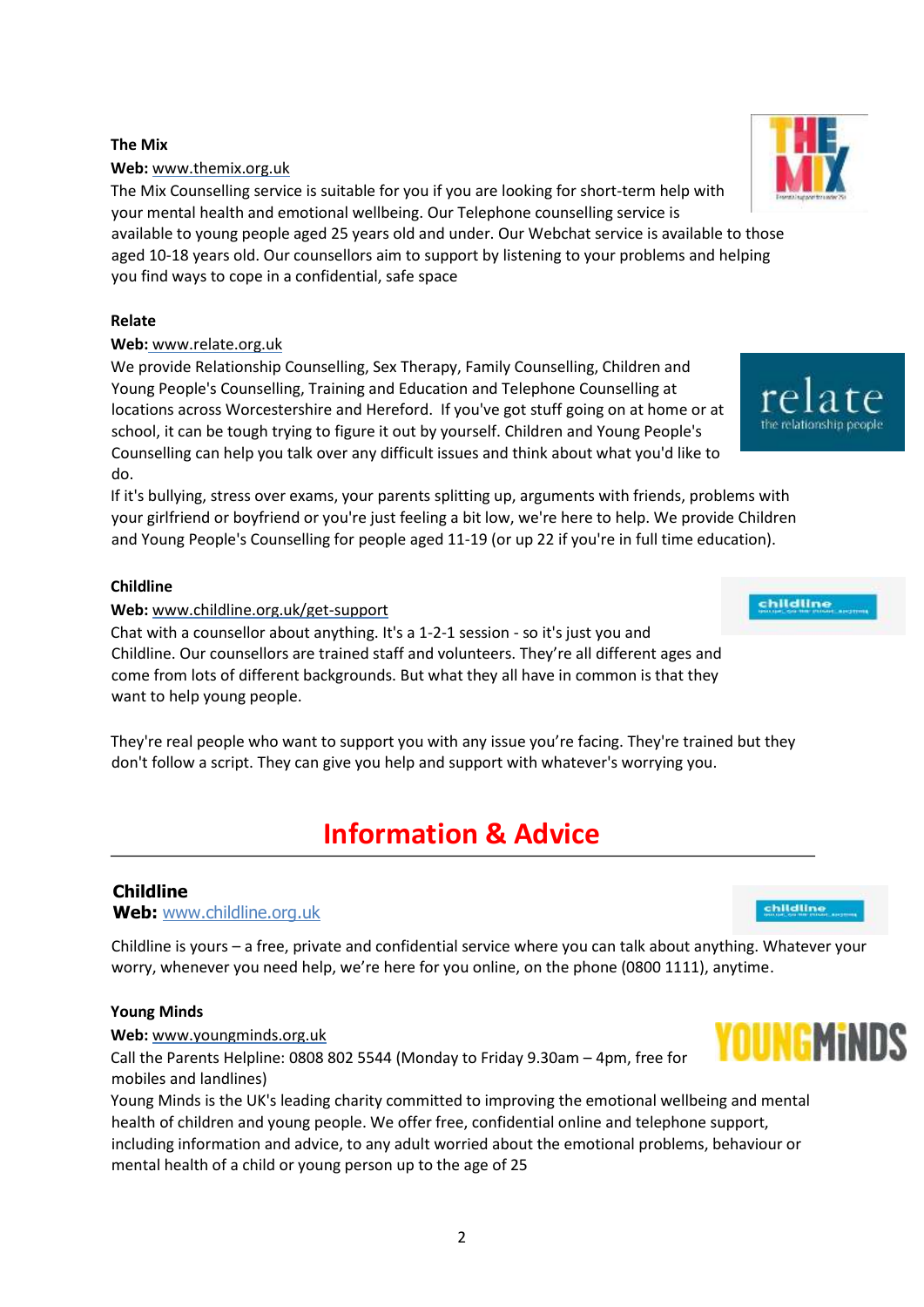**The Mix**

**Web:** www.themix.org.uk

The Mix Counselling service is suitable for you if you are looking for short-term help with your mental health and emotional wellbeing. Our Telephone counselling service is available to young people aged 25 years old and under. Our Webchat service is available to those aged 10-18 years old. Our counsellors aim to support by listening to your problems and helping you find ways to cope in a confidential, safe space

**Relate**

**Web:** www.relate.org.uk

We provide Relationship Counselling, Sex Therapy, Family Counselling, Children and Young People's Counselling, Training and Education and Telephone Counselling at locations across Worcestershire and Hereford. If you've got stuff going on at home or at school, it can be tough trying to figure it out by yourself. Children and Young People's Counselling can help you talk over any difficult issues and think about what you'd like to do.

If it's bullying, stress over exams, your parents splitting up, arguments with friends, problems with your girlfriend or boyfriend or you're just feeling a bit low, we're here to help. We provide Children and Young People's Counselling for people aged 11-19 (or up 22 if you're in full time education).

**Childline**

**Web:** www.childline.org.uk/get-support

Chat with a counsellor about anything. It's a 1-2-1 session - so it's just you and Childline. Our counsellors are trained staff and volunteers. They're all different ages and come from lots of different backgrounds. But what they all have in common is that they want to help young people.

They're real people who want to support you with any issue you're facing. They're trained but they don't follow a script. They can give you help and support with whatever's worrying you.

## Information & Advice

**Childline**

**Web:** www.childline.org.uk

Childline is yours – a free, private and confidential service where you can talk about anything. Whatever your worry, whenever you need help, we're here for you online, on the phone (0800 1111), anytime.

**Young Minds**

**Web:** www.youngminds.org.uk

Call the Parents Helpline: 0808 802 5544 (Monday to Friday 9.30am – 4pm, free for mobiles and landlines)

Young Minds is the UK's leading charity committed to improving the emotional wellbeing and mental health of children and young people. We offer free, confidential online and telephone support, including information and advice, to any adult worried about the emotional problems, behaviour or mental health of a child or young person up to the age of 25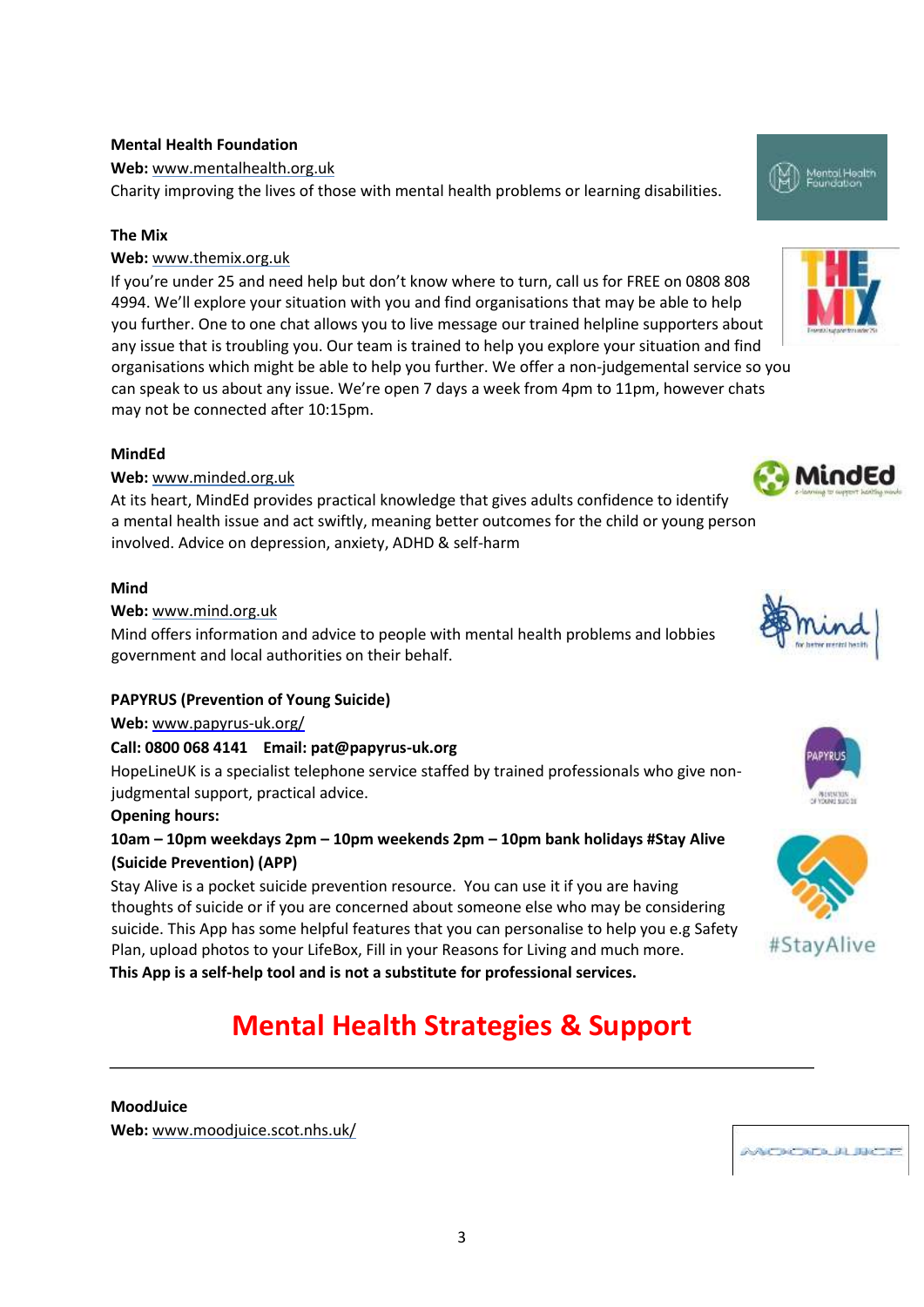**Mental Health Foundation**

**Web:** www.mentalhealth.org.uk

Charity improving the lives of those with mental health problems or learning disabilities.

**The Mix**

**Web:** www.themix.org.uk

If you're under 25 and need help but don't know where to turn, call us for FREE on 0808 808 4994. We'll explore your situation with you and find organisations that may be able to help you further. One to one chat allows you to live message our trained helpline supporters about any issue that is troubling you. Our team is trained to help you explore your situation and find organisations which might be able to help you further. We offer a non-judgemental service so you can speak to us about any issue. We're open 7 days a week from 4pm to 11pm, however chats may not be connected after 10:15pm.

**MindEd**

**Web:** www.minded.org.uk

At its heart, MindEd provides practical knowledge that gives adults confidence to identify a mental health issue and act swiftly, meaning better outcomes for the child or young person involved. Advice on depression, anxiety, ADHD & self-harm

**Mind**

**Web:** www.mind.org.uk

Mind offers information and advice to people with mental health problems and lobbies government and local authorities on their behalf.

**PAPYRUS (Prevention of Young Suicide)**

**Web:** www.papyrus-uk.org/

**Call: 0800 068 4141 Email: pat@papyrus-uk.org**

HopeLineUK is a specialist telephone service staffed by trained professionals who give non-judgmental support, practical advice.

**Opening hours:**

**10am – 10pm weekdays 2pm – 10pm weekends 2pm – 10pm bank holidays #Stay Alive (Suicide Prevention) (APP)**

Stay Alive is a pocket suicide prevention resource. You can use it if you are having thoughts of suicide or if you are concerned about someone else who may be considering suicide. This App has some helpful features that you can personalise to help you e.g Safety Plan, upload photos to your LifeBox, Fill in your Reasons for Living and much more.

**This App is a self-help tool and is not a substitute for professional services.**

## Mental Health Strategies & Support

---

**MoodJuice**

**Web:** www.moodjuice.scot.nhs.uk/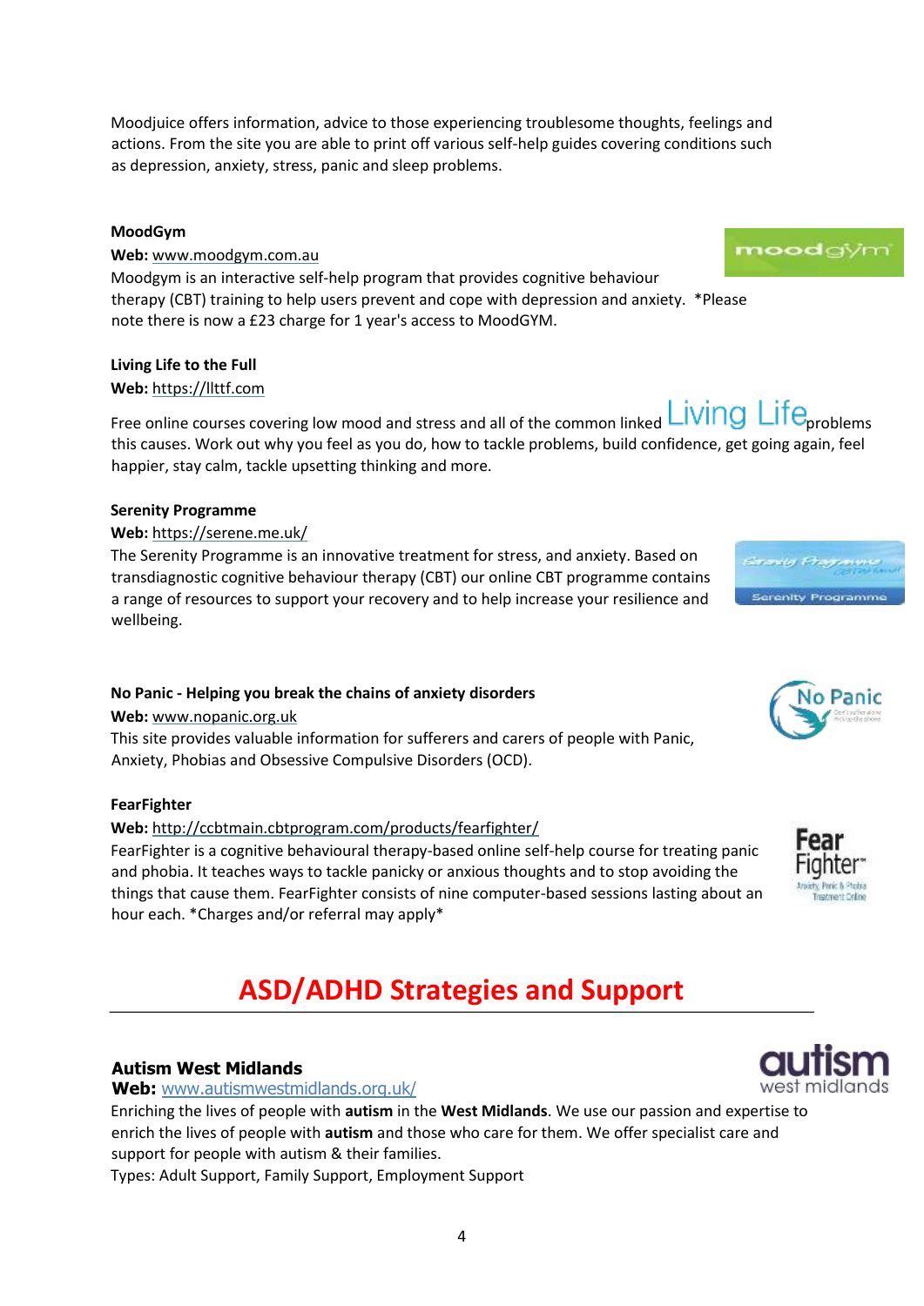Moodjuice offers information, advice to those experiencing troublesome thoughts, feelings and actions. From the site you are able to print off various self-help guides covering conditions such as depression, anxiety, stress, panic and sleep problems.

**MoodGym**
**Web:** www.moodgym.com.au
Moodgym is an interactive self-help program that provides cognitive behaviour therapy (CBT) training to help users prevent and cope with depression and anxiety. *Please note there is now a £23 charge for 1 year's access to MoodGYM.

**Living Life to the Full**
**Web:** https://llttf.com
Free online courses covering low mood and stress and all of the common linked problems this causes. Work out why you feel as you do, how to tackle problems, build confidence, get going again, feel happier, stay calm, tackle upsetting thinking and more.

**Serenity Programme**
**Web:** https://serene.me.uk/
The Serenity Programme is an innovative treatment for stress, and anxiety. Based on transdiagnostic cognitive behaviour therapy (CBT) our online CBT programme contains a range of resources to support your recovery and to help increase your resilience and wellbeing.

**No Panic - Helping you break the chains of anxiety disorders**
**Web:** www.nopanic.org.uk
This site provides valuable information for sufferers and carers of people with Panic, Anxiety, Phobias and Obsessive Compulsive Disorders (OCD).

**FearFighter**
**Web:** http://ccbtmain.cbtprogram.com/products/fearfighter/
FearFighter is a cognitive behavioural therapy-based online self-help course for treating panic and phobia. It teaches ways to tackle panicky or anxious thoughts and to stop avoiding the things that cause them. FearFighter consists of nine computer-based sessions lasting about an hour each. *Charges and/or referral may apply*

## ASD/ADHD Strategies and Support

**Autism West Midlands**
**Web:** www.autismwestmidlands.org.uk/
Enriching the lives of people with **autism** in the **West Midlands**. We use our passion and expertise to enrich the lives of people with **autism** and those who care for them. We offer specialist care and support for people with autism & their families.
Types: Adult Support, Family Support, Employment Support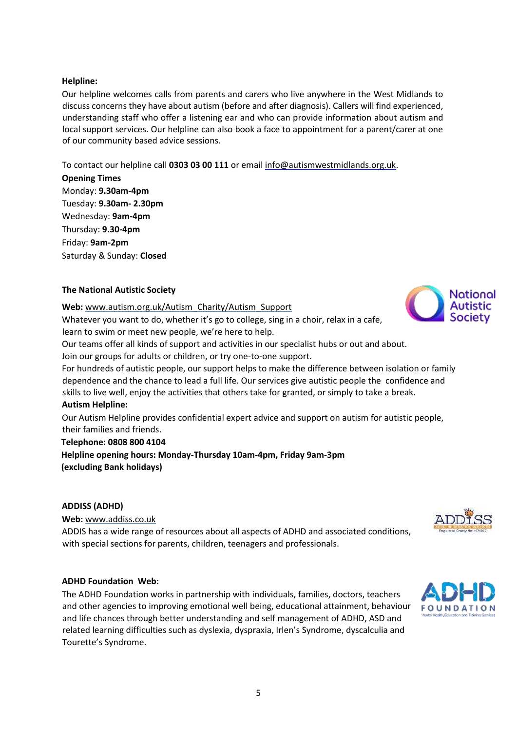**Helpline:**

Our helpline welcomes calls from parents and carers who live anywhere in the West Midlands to discuss concerns they have about autism (before and after diagnosis). Callers will find experienced, understanding staff who offer a listening ear and who can provide information about autism and local support services. Our helpline can also book a face to appointment for a parent/carer at one of our community based advice sessions.

To contact our helpline call **0303 03 00 111** or email info@autismwestmidlands.org.uk.

**Opening Times**

Monday: **9.30am-4pm**
Tuesday: **9.30am- 2.30pm**
Wednesday: **9am-4pm**
Thursday: **9.30-4pm**
Friday: **9am-2pm**
Saturday & Sunday: **Closed**

**The National Autistic Society**

**Web:** www.autism.org.uk/Autism_Charity/Autism_Support

Whatever you want to do, whether it's go to college, sing in a choir, relax in a cafe, learn to swim or meet new people, we're here to help.

Our teams offer all kinds of support and activities in our specialist hubs or out and about. Join our groups for adults or children, or try one-to-one support.

For hundreds of autistic people, our support helps to make the difference between isolation or family dependence and the chance to lead a full life. Our services give autistic people the confidence and skills to live well, enjoy the activities that others take for granted, or simply to take a break.

**Autism Helpline:**

Our Autism Helpline provides confidential expert advice and support on autism for autistic people, their families and friends.

**Telephone: 0808 800 4104**

**Helpline opening hours: Monday-Thursday 10am-4pm, Friday 9am-3pm (excluding Bank holidays)**

**ADDISS (ADHD)**

**Web:** www.addiss.co.uk

ADDIS has a wide range of resources about all aspects of ADHD and associated conditions, with special sections for parents, children, teenagers and professionals.

**ADHD Foundation Web:**

The ADHD Foundation works in partnership with individuals, families, doctors, teachers and other agencies to improving emotional well being, educational attainment, behaviour and life chances through better understanding and self management of ADHD, ASD and related learning difficulties such as dyslexia, dyspraxia, Irlen's Syndrome, dyscalculia and Tourette's Syndrome.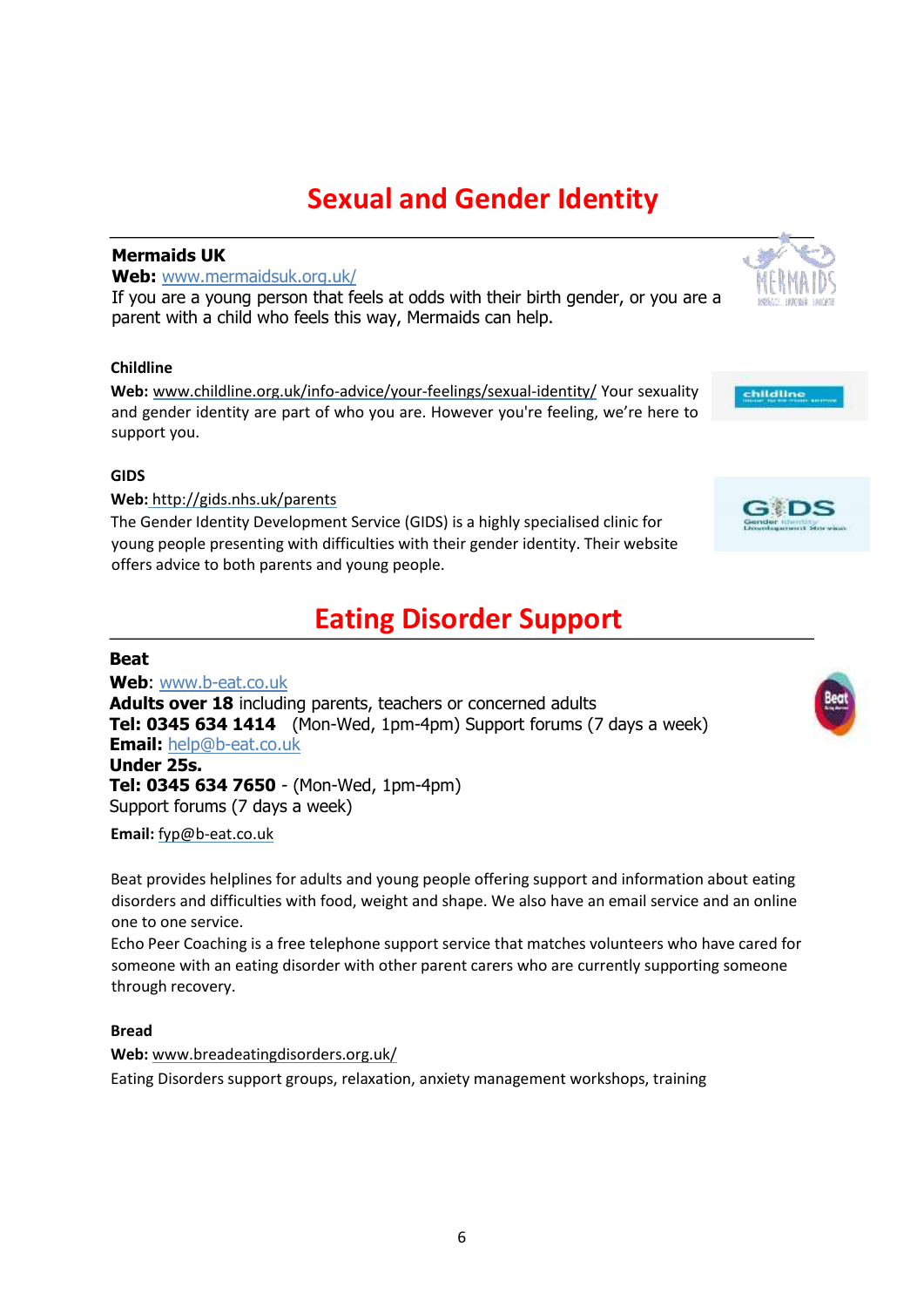# Sexual and Gender Identity

**Mermaids UK**
**Web:** www.mermaidsuk.org.uk/
If you are a young person that feels at odds with their birth gender, or you are a parent with a child who feels this way, Mermaids can help.

**Childline**
**Web:** www.childline.org.uk/info-advice/your-feelings/sexual-identity/ Your sexuality and gender identity are part of who you are. However you're feeling, we're here to support you.

**GIDS**
**Web:** http://gids.nhs.uk/parents
The Gender Identity Development Service (GIDS) is a highly specialised clinic for young people presenting with difficulties with their gender identity. Their website offers advice to both parents and young people.

# Eating Disorder Support

**Beat**
**Web**: www.b-eat.co.uk
**Adults over 18** including parents, teachers or concerned adults
**Tel: 0345 634 1414** (Mon-Wed, 1pm-4pm) Support forums (7 days a week)
**Email:** help@b-eat.co.uk
**Under 25s.**
**Tel: 0345 634 7650** - (Mon-Wed, 1pm-4pm)
Support forums (7 days a week)
**Email:** fyp@b-eat.co.uk

Beat provides helplines for adults and young people offering support and information about eating disorders and difficulties with food, weight and shape. We also have an email service and an online one to one service.
Echo Peer Coaching is a free telephone support service that matches volunteers who have cared for someone with an eating disorder with other parent carers who are currently supporting someone through recovery.

**Bread**
**Web:** www.breadeatingdisorders.org.uk/
Eating Disorders support groups, relaxation, anxiety management workshops, training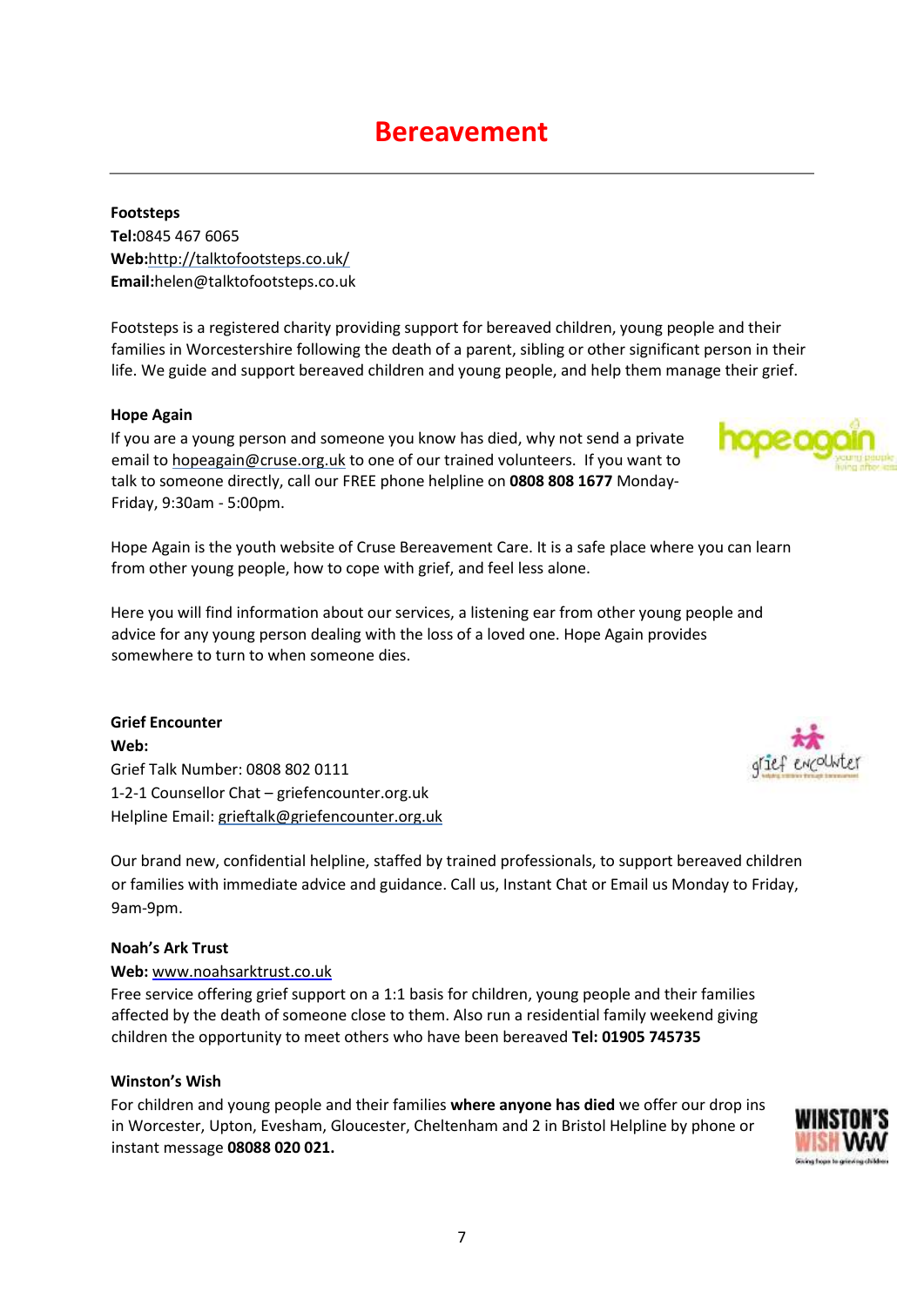# Bereavement

**Footsteps**
**Tel:**0845 467 6065
**Web:**http://talktofootsteps.co.uk/
**Email:**helen@talktofootsteps.co.uk

Footsteps is a registered charity providing support for bereaved children, young people and their families in Worcestershire following the death of a parent, sibling or other significant person in their life. We guide and support bereaved children and young people, and help them manage their grief.

**Hope Again**
If you are a young person and someone you know has died, why not send a private email to hopeagain@cruse.org.uk to one of our trained volunteers. If you want to talk to someone directly, call our FREE phone helpline on **0808 808 1677** Monday-Friday, 9:30am - 5:00pm.

Hope Again is the youth website of Cruse Bereavement Care. It is a safe place where you can learn from other young people, how to cope with grief, and feel less alone.

Here you will find information about our services, a listening ear from other young people and advice for any young person dealing with the loss of a loved one. Hope Again provides somewhere to turn to when someone dies.

**Grief Encounter**
**Web:**
Grief Talk Number: 0808 802 0111
1-2-1 Counsellor Chat – griefencounter.org.uk
Helpline Email: grieftalk@griefencounter.org.uk

Our brand new, confidential helpline, staffed by trained professionals, to support bereaved children or families with immediate advice and guidance. Call us, Instant Chat or Email us Monday to Friday, 9am-9pm.

**Noah's Ark Trust**
**Web:** www.noahsarktrust.co.uk
Free service offering grief support on a 1:1 basis for children, young people and their families affected by the death of someone close to them. Also run a residential family weekend giving children the opportunity to meet others who have been bereaved **Tel: 01905 745735**

**Winston's Wish**
For children and young people and their families **where anyone has died** we offer our drop ins in Worcester, Upton, Evesham, Gloucester, Cheltenham and 2 in Bristol Helpline by phone or instant message **08088 020 021.**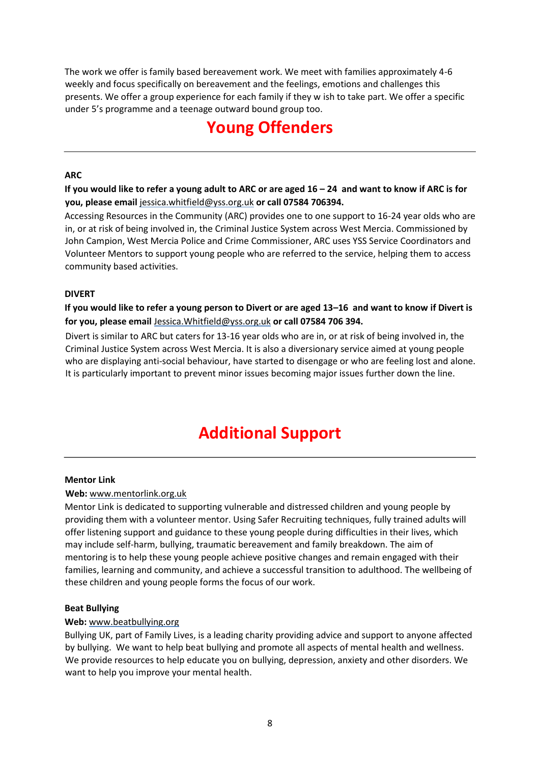The work we offer is family based bereavement work. We meet with families approximately 4-6 weekly and focus specifically on bereavement and the feelings, emotions and challenges this presents. We offer a group experience for each family if they w ish to take part. We offer a specific under 5's programme and a teenage outward bound group too.

# Young Offenders

---

**ARC**

**If you would like to refer a young adult to ARC or are aged 16 – 24 and want to know if ARC is for you, please email** jessica.whitfield@yss.org.uk **or call 07584 706394.**

Accessing Resources in the Community (ARC) provides one to one support to 16-24 year olds who are in, or at risk of being involved in, the Criminal Justice System across West Mercia. Commissioned by John Campion, West Mercia Police and Crime Commissioner, ARC uses YSS Service Coordinators and Volunteer Mentors to support young people who are referred to the service, helping them to access community based activities.

**DIVERT**

**If you would like to refer a young person to Divert or are aged 13–16 and want to know if Divert is for you, please email** Jessica.Whitfield@yss.org.uk **or call 07584 706 394.**

Divert is similar to ARC but caters for 13-16 year olds who are in, or at risk of being involved in, the Criminal Justice System across West Mercia. It is also a diversionary service aimed at young people who are displaying anti-social behaviour, have started to disengage or who are feeling lost and alone. It is particularly important to prevent minor issues becoming major issues further down the line.

# Additional Support

---

**Mentor Link**

**Web:** www.mentorlink.org.uk

Mentor Link is dedicated to supporting vulnerable and distressed children and young people by providing them with a volunteer mentor. Using Safer Recruiting techniques, fully trained adults will offer listening support and guidance to these young people during difficulties in their lives, which may include self-harm, bullying, traumatic bereavement and family breakdown. The aim of mentoring is to help these young people achieve positive changes and remain engaged with their families, learning and community, and achieve a successful transition to adulthood. The wellbeing of these children and young people forms the focus of our work.

**Beat Bullying**

**Web:** www.beatbullying.org

Bullying UK, part of Family Lives, is a leading charity providing advice and support to anyone affected by bullying. We want to help beat bullying and promote all aspects of mental health and wellness. We provide resources to help educate you on bullying, depression, anxiety and other disorders. We want to help you improve your mental health.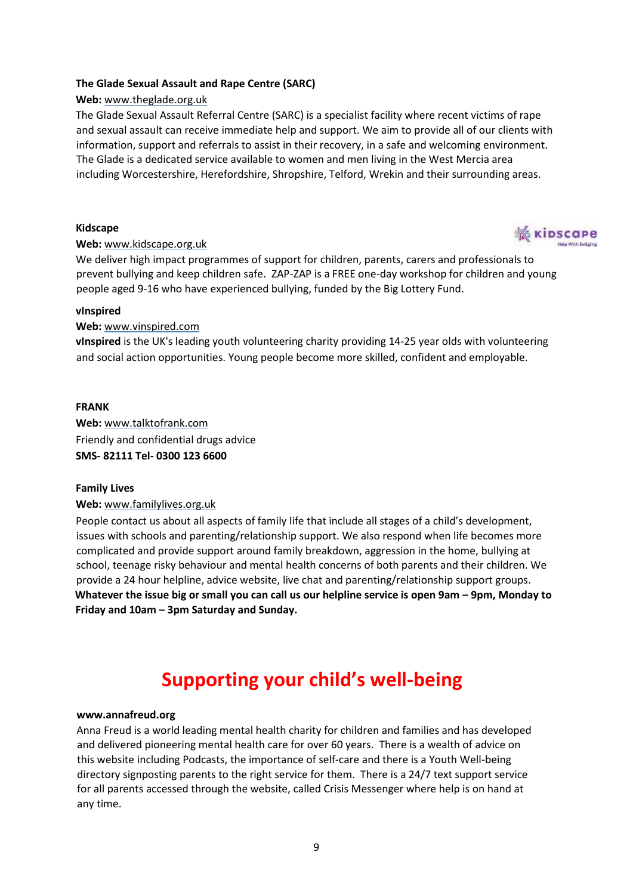**The Glade Sexual Assault and Rape Centre (SARC)**

**Web:** www.theglade.org.uk

The Glade Sexual Assault Referral Centre (SARC) is a specialist facility where recent victims of rape and sexual assault can receive immediate help and support. We aim to provide all of our clients with information, support and referrals to assist in their recovery, in a safe and welcoming environment. The Glade is a dedicated service available to women and men living in the West Mercia area including Worcestershire, Herefordshire, Shropshire, Telford, Wrekin and their surrounding areas.

**Kidscape**

**Web:** www.kidscape.org.uk

We deliver high impact programmes of support for children, parents, carers and professionals to prevent bullying and keep children safe. ZAP-ZAP is a FREE one-day workshop for children and young people aged 9-16 who have experienced bullying, funded by the Big Lottery Fund.

**vInspired**

**Web:** www.vinspired.com

**vInspired** is the UK's leading youth volunteering charity providing 14-25 year olds with volunteering and social action opportunities. Young people become more skilled, confident and employable.

**FRANK**

**Web:** www.talktofrank.com

Friendly and confidential drugs advice

**SMS- 82111 Tel- 0300 123 6600**

**Family Lives**

**Web:** www.familylives.org.uk

People contact us about all aspects of family life that include all stages of a child's development, issues with schools and parenting/relationship support. We also respond when life becomes more complicated and provide support around family breakdown, aggression in the home, bullying at school, teenage risky behaviour and mental health concerns of both parents and their children. We provide a 24 hour helpline, advice website, live chat and parenting/relationship support groups. **Whatever the issue big or small you can call us our helpline service is open 9am – 9pm, Monday to Friday and 10am – 3pm Saturday and Sunday.**

# Supporting your child's well-being

**www.annafreud.org**

Anna Freud is a world leading mental health charity for children and families and has developed and delivered pioneering mental health care for over 60 years. There is a wealth of advice on this website including Podcasts, the importance of self-care and there is a Youth Well-being directory signposting parents to the right service for them. There is a 24/7 text support service for all parents accessed through the website, called Crisis Messenger where help is on hand at any time.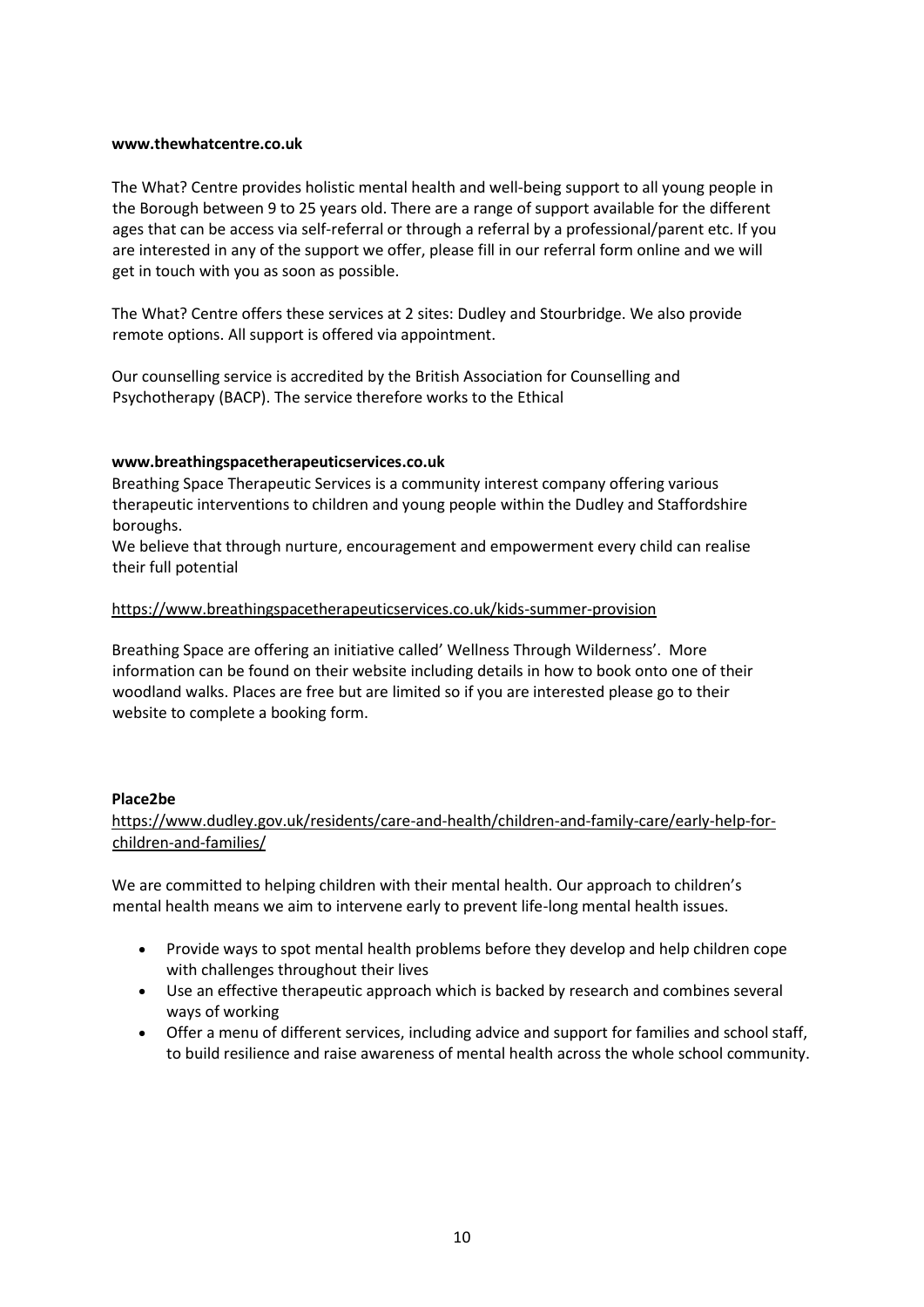**www.thewhatcentre.co.uk**

The What? Centre provides holistic mental health and well-being support to all young people in the Borough between 9 to 25 years old. There are a range of support available for the different ages that can be access via self-referral or through a referral by a professional/parent etc. If you are interested in any of the support we offer, please fill in our referral form online and we will get in touch with you as soon as possible.

The What? Centre offers these services at 2 sites: Dudley and Stourbridge. We also provide remote options. All support is offered via appointment.

Our counselling service is accredited by the British Association for Counselling and Psychotherapy (BACP). The service therefore works to the Ethical

**www.breathingspacetherapeuticservices.co.uk**

Breathing Space Therapeutic Services is a community interest company offering various therapeutic interventions to children and young people within the Dudley and Staffordshire boroughs.

We believe that through nurture, encouragement and empowerment every child can realise their full potential

https://www.breathingspacetherapeuticservices.co.uk/kids-summer-provision

Breathing Space are offering an initiative called' Wellness Through Wilderness'. More information can be found on their website including details in how to book onto one of their woodland walks. Places are free but are limited so if you are interested please go to their website to complete a booking form.

**Place2be**

https://www.dudley.gov.uk/residents/care-and-health/children-and-family-care/early-help-for-children-and-families/

We are committed to helping children with their mental health. Our approach to children's mental health means we aim to intervene early to prevent life-long mental health issues.

- Provide ways to spot mental health problems before they develop and help children cope with challenges throughout their lives
- Use an effective therapeutic approach which is backed by research and combines several ways of working
- Offer a menu of different services, including advice and support for families and school staff, to build resilience and raise awareness of mental health across the whole school community.